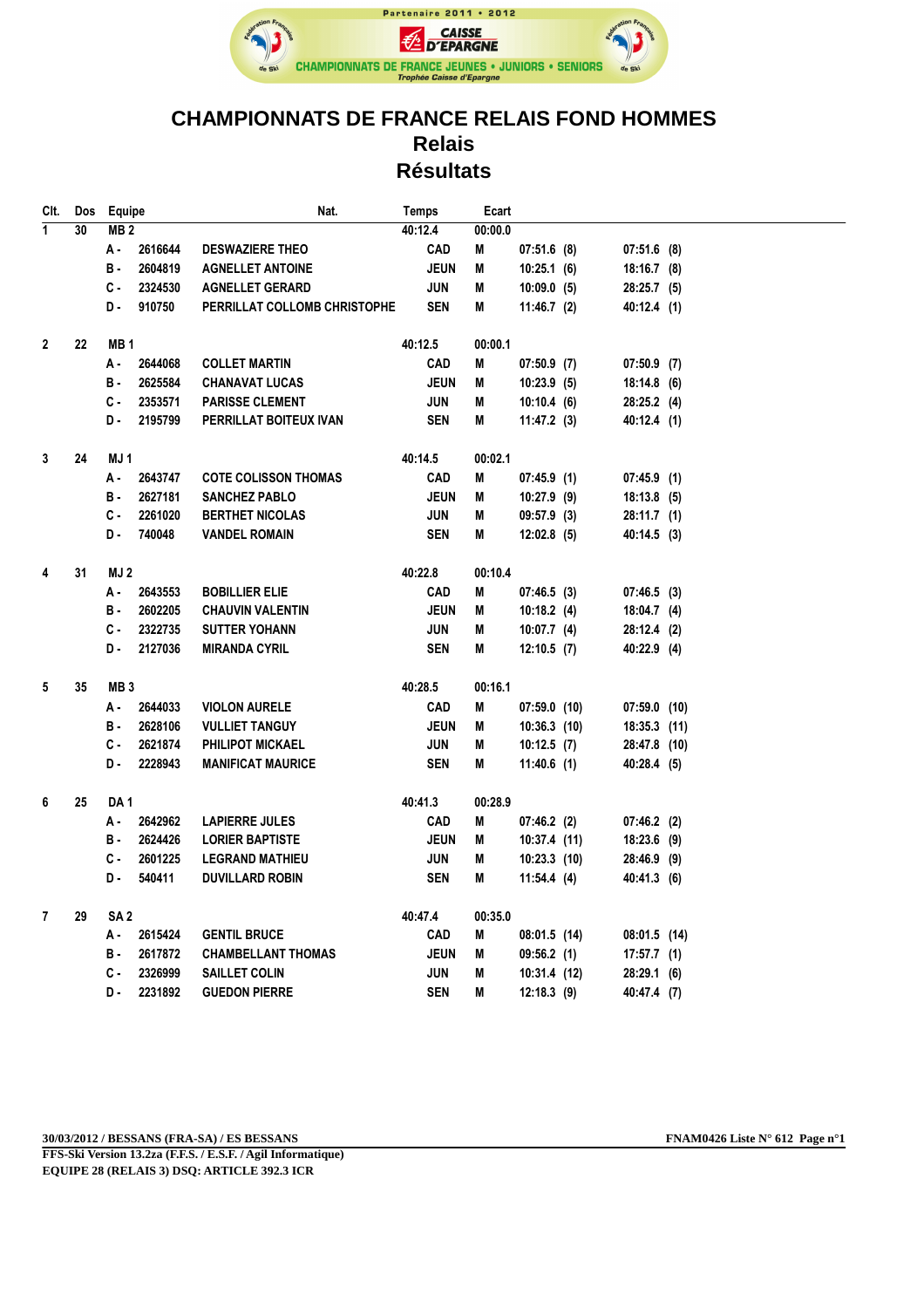Partenaire 2011 • 2012

CAISSE D'EPARGNE

CHAMPIONNATS DE FRANCE JEUNES • JUNIORS • SENIORS

*Trophée Caisse d'Epargne*

# CHAMPIONNATS DE FRANCE RELAIS FOND HOMMES
## Relais
## Résultats

| Clt. | Dos | Equipe | | | Nat. | | Temps | Ecart | | |
|---|---|---|---|---|---|---|---|---|---|---|
| 1 | 30 | MB 2 | | | | | 40:12.4 | 00:00.0 | | |
| | | A - | 2616644 | DESWAZIERE THEO | CAD | M | | | 07:51.6 (8) | 07:51.6 (8) |
| | | B - | 2604819 | AGNELLET ANTOINE | JEUN | M | | | 10:25.1 (6) | 18:16.7 (8) |
| | | C - | 2324530 | AGNELLET GERARD | JUN | M | | | 10:09.0 (5) | 28:25.7 (5) |
| | | D - | 910750 | PERRILLAT COLLOMB CHRISTOPHE | SEN | M | | | 11:46.7 (2) | 40:12.4 (1) |
| 2 | 22 | MB 1 | | | | | 40:12.5 | 00:00.1 | | |
| | | A - | 2644068 | COLLET MARTIN | CAD | M | | | 07:50.9 (7) | 07:50.9 (7) |
| | | B - | 2625584 | CHANAVAT LUCAS | JEUN | M | | | 10:23.9 (5) | 18:14.8 (6) |
| | | C - | 2353571 | PARISSE CLEMENT | JUN | M | | | 10:10.4 (6) | 28:25.2 (4) |
| | | D - | 2195799 | PERRILLAT BOITEUX IVAN | SEN | M | | | 11:47.2 (3) | 40:12.4 (1) |
| 3 | 24 | MJ 1 | | | | | 40:14.5 | 00:02.1 | | |
| | | A - | 2643747 | COTE COLISSON THOMAS | CAD | M | | | 07:45.9 (1) | 07:45.9 (1) |
| | | B - | 2627181 | SANCHEZ PABLO | JEUN | M | | | 10:27.9 (9) | 18:13.8 (5) |
| | | C - | 2261020 | BERTHET NICOLAS | JUN | M | | | 09:57.9 (3) | 28:11.7 (1) |
| | | D - | 740048 | VANDEL ROMAIN | SEN | M | | | 12:02.8 (5) | 40:14.5 (3) |
| 4 | 31 | MJ 2 | | | | | 40:22.8 | 00:10.4 | | |
| | | A - | 2643553 | BOBILLIER ELIE | CAD | M | | | 07:46.5 (3) | 07:46.5 (3) |
| | | B - | 2602205 | CHAUVIN VALENTIN | JEUN | M | | | 10:18.2 (4) | 18:04.7 (4) |
| | | C - | 2322735 | SUTTER YOHANN | JUN | M | | | 10:07.7 (4) | 28:12.4 (2) |
| | | D - | 2127036 | MIRANDA CYRIL | SEN | M | | | 12:10.5 (7) | 40:22.9 (4) |
| 5 | 35 | MB 3 | | | | | 40:28.5 | 00:16.1 | | |
| | | A - | 2644033 | VIOLON AURELE | CAD | M | | | 07:59.0 (10) | 07:59.0 (10) |
| | | B - | 2628106 | VULLIET TANGUY | JEUN | M | | | 10:36.3 (10) | 18:35.3 (11) |
| | | C - | 2621874 | PHILIPOT MICKAEL | JUN | M | | | 10:12.5 (7) | 28:47.8 (10) |
| | | D - | 2228943 | MANIFICAT MAURICE | SEN | M | | | 11:40.6 (1) | 40:28.4 (5) |
| 6 | 25 | DA 1 | | | | | 40:41.3 | 00:28.9 | | |
| | | A - | 2642962 | LAPIERRE JULES | CAD | M | | | 07:46.2 (2) | 07:46.2 (2) |
| | | B - | 2624426 | LORIER BAPTISTE | JEUN | M | | | 10:37.4 (11) | 18:23.6 (9) |
| | | C - | 2601225 | LEGRAND MATHIEU | JUN | M | | | 10:23.3 (10) | 28:46.9 (9) |
| | | D - | 540411 | DUVILLARD ROBIN | SEN | M | | | 11:54.4 (4) | 40:41.3 (6) |
| 7 | 29 | SA 2 | | | | | 40:47.4 | 00:35.0 | | |
| | | A - | 2615424 | GENTIL BRUCE | CAD | M | | | 08:01.5 (14) | 08:01.5 (14) |
| | | B - | 2617872 | CHAMBELLANT THOMAS | JEUN | M | | | 09:56.2 (1) | 17:57.7 (1) |
| | | C - | 2326999 | SAILLET COLIN | JUN | M | | | 10:31.4 (12) | 28:29.1 (6) |
| | | D - | 2231892 | GUEDON PIERRE | SEN | M | | | 12:18.3 (9) | 40:47.4 (7) |

**30/03/2012 / BESSANS (FRA-SA) / ES BESSANS** **FNAM0426 Liste N° 612 Page n°1**

**FFS-Ski Version 13.2za (F.F.S. / E.S.F. / Agil Informatique)**

**EQUIPE 28 (RELAIS 3) DSQ: ARTICLE 392.3 ICR**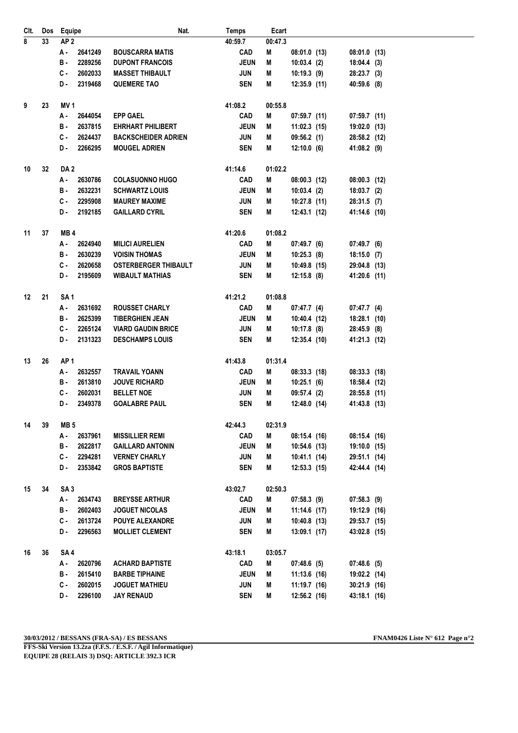| Clt. | Dos | Equipe | | Nat. | Temps | Ecart | | | |
|---|---|---|---|---|---|---|---|---|---|
| 8 | 33 | AP 2 | | | 40:59.7 | 00:47.3 | | | |
| | | A - 2641249 | BOUSCARRA MATIS | | CAD | M | 08:01.0 (13) | 08:01.0 (13) | |
| | | B - 2289256 | DUPONT FRANCOIS | | JEUN | M | 10:03.4 (2) | 18:04.4 (3) | |
| | | C - 2602033 | MASSET THIBAULT | | JUN | M | 10:19.3 (9) | 28:23.7 (3) | |
| | | D - 2319468 | QUEMERE TAO | | SEN | M | 12:35.9 (11) | 40:59.6 (8) | |
| 9 | 23 | MV 1 | | | 41:08.2 | 00:55.8 | | | |
| | | A - 2644054 | EPP GAEL | | CAD | M | 07:59.7 (11) | 07:59.7 (11) | |
| | | B - 2637815 | EHRHART PHILIBERT | | JEUN | M | 11:02.3 (15) | 19:02.0 (13) | |
| | | C - 2624437 | BACKSCHEIDER ADRIEN | | JUN | M | 09:56.2 (1) | 28:58.2 (12) | |
| | | D - 2266295 | MOUGEL ADRIEN | | SEN | M | 12:10.0 (6) | 41:08.2 (9) | |
| 10 | 32 | DA 2 | | | 41:14.6 | 01:02.2 | | | |
| | | A - 2630786 | COLASUONNO HUGO | | CAD | M | 08:00.3 (12) | 08:00.3 (12) | |
| | | B - 2632231 | SCHWARTZ LOUIS | | JEUN | M | 10:03.4 (2) | 18:03.7 (2) | |
| | | C - 2295908 | MAUREY MAXIME | | JUN | M | 10:27.8 (11) | 28:31.5 (7) | |
| | | D - 2192185 | GAILLARD CYRIL | | SEN | M | 12:43.1 (12) | 41:14.6 (10) | |
| 11 | 37 | MB 4 | | | 41:20.6 | 01:08.2 | | | |
| | | A - 2624940 | MILICI AURELIEN | | CAD | M | 07:49.7 (6) | 07:49.7 (6) | |
| | | B - 2630239 | VOISIN THOMAS | | JEUN | M | 10:25.3 (8) | 18:15.0 (7) | |
| | | C - 2620658 | OSTERBERGER THIBAULT | | JUN | M | 10:49.8 (15) | 29:04.8 (13) | |
| | | D - 2195609 | WIBAULT MATHIAS | | SEN | M | 12:15.8 (8) | 41:20.6 (11) | |
| 12 | 21 | SA 1 | | | 41:21.2 | 01:08.8 | | | |
| | | A - 2631692 | ROUSSET CHARLY | | CAD | M | 07:47.7 (4) | 07:47.7 (4) | |
| | | B - 2625399 | TIBERGHIEN JEAN | | JEUN | M | 10:40.4 (12) | 18:28.1 (10) | |
| | | C - 2265124 | VIARD GAUDIN BRICE | | JUN | M | 10:17.8 (8) | 28:45.9 (8) | |
| | | D - 2131323 | DESCHAMPS LOUIS | | SEN | M | 12:35.4 (10) | 41:21.3 (12) | |
| 13 | 26 | AP 1 | | | 41:43.8 | 01:31.4 | | | |
| | | A - 2632557 | TRAVAIL YOANN | | CAD | M | 08:33.3 (18) | 08:33.3 (18) | |
| | | B - 2613810 | JOUVE RICHARD | | JEUN | M | 10:25.1 (6) | 18:58.4 (12) | |
| | | C - 2602031 | BELLET NOE | | JUN | M | 09:57.4 (2) | 28:55.8 (11) | |
| | | D - 2349378 | GOALABRE PAUL | | SEN | M | 12:48.0 (14) | 41:43.8 (13) | |
| 14 | 39 | MB 5 | | | 42:44.3 | 02:31.9 | | | |
| | | A - 2637961 | MISSILLIER REMI | | CAD | M | 08:15.4 (16) | 08:15.4 (16) | |
| | | B - 2622817 | GAILLARD ANTONIN | | JEUN | M | 10:54.6 (13) | 19:10.0 (15) | |
| | | C - 2294281 | VERNEY CHARLY | | JUN | M | 10:41.1 (14) | 29:51.1 (14) | |
| | | D - 2353842 | GROS BAPTISTE | | SEN | M | 12:53.3 (15) | 42:44.4 (14) | |
| 15 | 34 | SA 3 | | | 43:02.7 | 02:50.3 | | | |
| | | A - 2634743 | BREYSSE ARTHUR | | CAD | M | 07:58.3 (9) | 07:58.3 (9) | |
| | | B - 2602403 | JOGUET NICOLAS | | JEUN | M | 11:14.6 (17) | 19:12.9 (16) | |
| | | C - 2613724 | POUYE ALEXANDRE | | JUN | M | 10:40.8 (13) | 29:53.7 (15) | |
| | | D - 2296563 | MOLLIET CLEMENT | | SEN | M | 13:09.1 (17) | 43:02.8 (15) | |
| 16 | 36 | SA 4 | | | 43:18.1 | 03:05.7 | | | |
| | | A - 2620796 | ACHARD BAPTISTE | | CAD | M | 07:48.6 (5) | 07:48.6 (5) | |
| | | B - 2615410 | BARBE TIPHAINE | | JEUN | M | 11:13.6 (16) | 19:02.2 (14) | |
| | | C - 2602015 | JOGUET MATHIEU | | JUN | M | 11:19.7 (16) | 30:21.9 (16) | |
| | | D - 2296100 | JAY RENAUD | | SEN | M | 12:56.2 (16) | 43:18.1 (16) | |

**30/03/2012 / BESSANS (FRA-SA) / ES BESSANS** — **FNAM0426 Liste N° 612**

**FFS-Ski Version 13.2za (F.F.S. / E.S.F. / Agil Informatique)**

**EQUIPE 28 (RELAIS 3) DSQ: ARTICLE 392.3 ICR**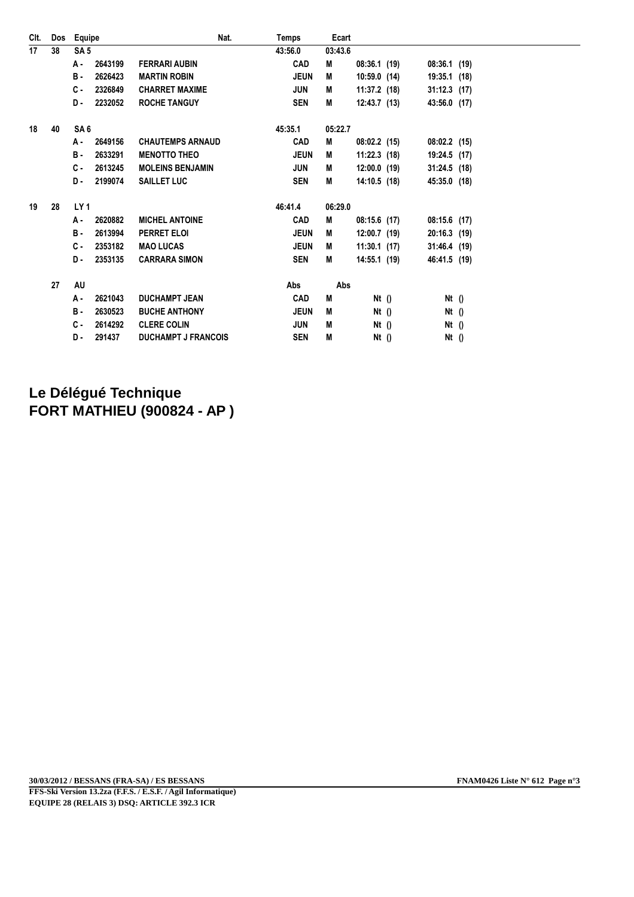| Clt. | Dos | Equipe | | | Nat. | Temps | Ecart | | |
|---|---|---|---|---|---|---|---|---|---|
| 17 | 38 | SA 5 | | | | 43:56.0 | 03:43.6 | | |
| | | A - | 2643199 | FERRARI AUBIN | | CAD | M | 08:36.1 (19) | 08:36.1 (19) |
| | | B - | 2626423 | MARTIN ROBIN | | JEUN | M | 10:59.0 (14) | 19:35.1 (18) |
| | | C - | 2326849 | CHARRET MAXIME | | JUN | M | 11:37.2 (18) | 31:12.3 (17) |
| | | D - | 2232052 | ROCHE TANGUY | | SEN | M | 12:43.7 (13) | 43:56.0 (17) |
| 18 | 40 | SA 6 | | | | 45:35.1 | 05:22.7 | | |
| | | A - | 2649156 | CHAUTEMPS ARNAUD | | CAD | M | 08:02.2 (15) | 08:02.2 (15) |
| | | B - | 2633291 | MENOTTO THEO | | JEUN | M | 11:22.3 (18) | 19:24.5 (17) |
| | | C - | 2613245 | MOLEINS BENJAMIN | | JUN | M | 12:00.0 (19) | 31:24.5 (18) |
| | | D - | 2199074 | SAILLET LUC | | SEN | M | 14:10.5 (18) | 45:35.0 (18) |
| 19 | 28 | LY 1 | | | | 46:41.4 | 06:29.0 | | |
| | | A - | 2620882 | MICHEL ANTOINE | | CAD | M | 08:15.6 (17) | 08:15.6 (17) |
| | | B - | 2613994 | PERRET ELOI | | JEUN | M | 12:00.7 (19) | 20:16.3 (19) |
| | | C - | 2353182 | MAO LUCAS | | JEUN | M | 11:30.1 (17) | 31:46.4 (19) |
| | | D - | 2353135 | CARRARA SIMON | | SEN | M | 14:55.1 (19) | 46:41.5 (19) |
| | 27 | AU | | | | Abs | Abs | | |
| | | A - | 2621043 | DUCHAMPT JEAN | | CAD | M | Nt () | Nt () |
| | | B - | 2630523 | BUCHE ANTHONY | | JEUN | M | Nt () | Nt () |
| | | C - | 2614292 | CLERE COLIN | | JUN | M | Nt () | Nt () |
| | | D - | 291437 | DUCHAMPT J FRANCOIS | | SEN | M | Nt () | Nt () |

**Le Délégué Technique**
**FORT MATHIEU (900824 - AP )**

30/03/2012 / BESSANS (FRA-SA) / ES BESSANS — FNAM0426 Liste N° 612

FFS-Ski Version 13.2za (F.F.S. / E.S.F. / Agil Informatique)

EQUIPE 28 (RELAIS 3) DSQ: ARTICLE 392.3 ICR